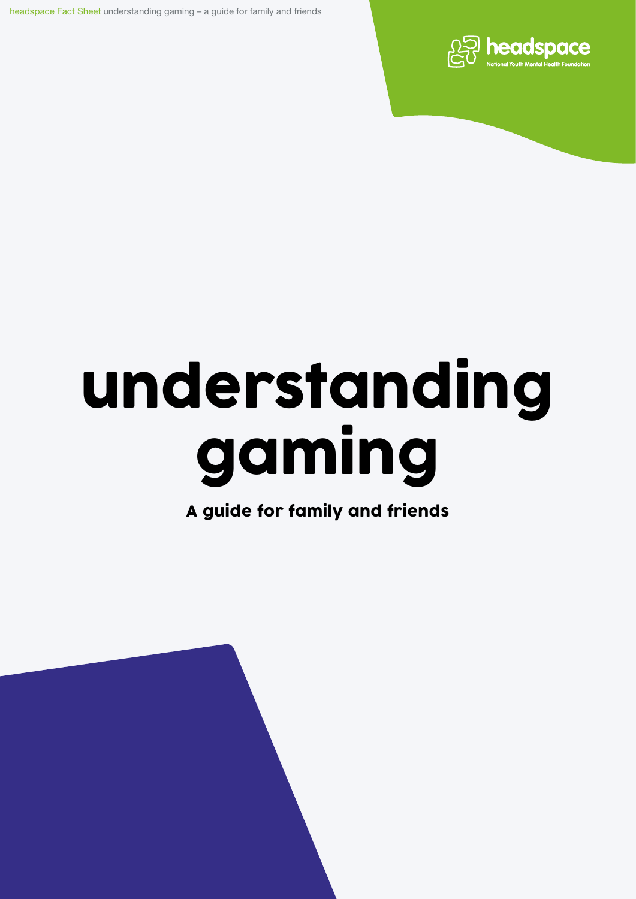# understanding gaming

## A guide for family and friends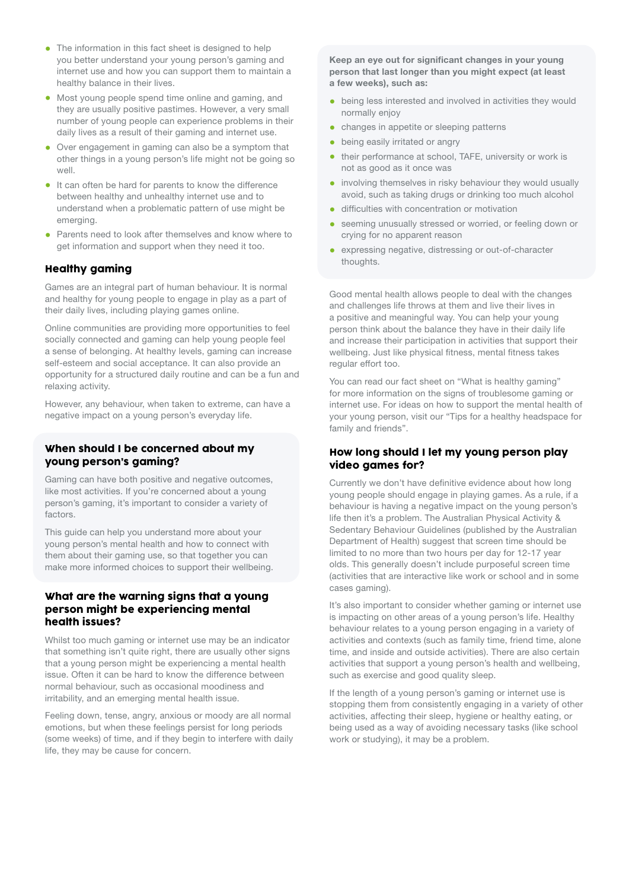- The information in this fact sheet is designed to help you better understand your young person's gaming and internet use and how you can support them to maintain a healthy balance in their lives.
- Most young people spend time online and gaming, and they are usually positive pastimes. However, a very small number of young people can experience problems in their daily lives as a result of their gaming and internet use.
- Over engagement in gaming can also be a symptom that other things in a young person's life might not be going so well.
- It can often be hard for parents to know the difference between healthy and unhealthy internet use and to understand when a problematic pattern of use might be emerging.
- Parents need to look after themselves and know where to get information and support when they need it too.

## Healthy gaming

Games are an integral part of human behaviour. It is normal and healthy for young people to engage in play as a part of their daily lives, including playing games online.

Online communities are providing more opportunities to feel socially connected and gaming can help young people feel a sense of belonging. At healthy levels, gaming can increase self-esteem and social acceptance. It can also provide an opportunity for a structured daily routine and can be a fun and relaxing activity.

However, any behaviour, when taken to extreme, can have a negative impact on a young person's everyday life.

## When should I be concerned about my young person's gaming?

Gaming can have both positive and negative outcomes, like most activities. If you're concerned about a young person's gaming, it's important to consider a variety of factors.

This guide can help you understand more about your young person's mental health and how to connect with them about their gaming use, so that together you can make more informed choices to support their wellbeing.

## What are the warning signs that a young person might be experiencing mental health issues?

Whilst too much gaming or internet use may be an indicator that something isn't quite right, there are usually other signs that a young person might be experiencing a mental health issue. Often it can be hard to know the difference between normal behaviour, such as occasional moodiness and irritability, and an emerging mental health issue.

Feeling down, tense, angry, anxious or moody are all normal emotions, but when these feelings persist for long periods (some weeks) of time, and if they begin to interfere with daily life, they may be cause for concern.

**Keep an eye out for significant changes in your young person that last longer than you might expect (at least a few weeks), such as:**

- being less interested and involved in activities they would normally enjoy
- changes in appetite or sleeping patterns
- being easily irritated or angry
- their performance at school, TAFE, university or work is not as good as it once was
- involving themselves in risky behaviour they would usually avoid, such as taking drugs or drinking too much alcohol
- difficulties with concentration or motivation
- seeming unusually stressed or worried, or feeling down or crying for no apparent reason
- expressing negative, distressing or out-of-character thoughts.

Good mental health allows people to deal with the changes and challenges life throws at them and live their lives in a positive and meaningful way. You can help your young person think about the balance they have in their daily life and increase their participation in activities that support their wellbeing. Just like physical fitness, mental fitness takes regular effort too.

You can read our fact sheet on "What is healthy gaming" for more information on the signs of troublesome gaming or internet use. For ideas on how to support the mental health of your young person, visit our "Tips for a healthy headspace for family and friends".

## How long should I let my young person play video games for?

Currently we don't have definitive evidence about how long young people should engage in playing games. As a rule, if a behaviour is having a negative impact on the young person's life then it's a problem. The Australian Physical Activity & Sedentary Behaviour Guidelines (published by the Australian Department of Health) suggest that screen time should be limited to no more than two hours per day for 12-17 year olds. This generally doesn't include purposeful screen time (activities that are interactive like work or school and in some cases gaming).

It's also important to consider whether gaming or internet use is impacting on other areas of a young person's life. Healthy behaviour relates to a young person engaging in a variety of activities and contexts (such as family time, friend time, alone time, and inside and outside activities). There are also certain activities that support a young person's health and wellbeing, such as exercise and good quality sleep.

If the length of a young person's gaming or internet use is stopping them from consistently engaging in a variety of other activities, affecting their sleep, hygiene or healthy eating, or being used as a way of avoiding necessary tasks (like school work or studying), it may be a problem.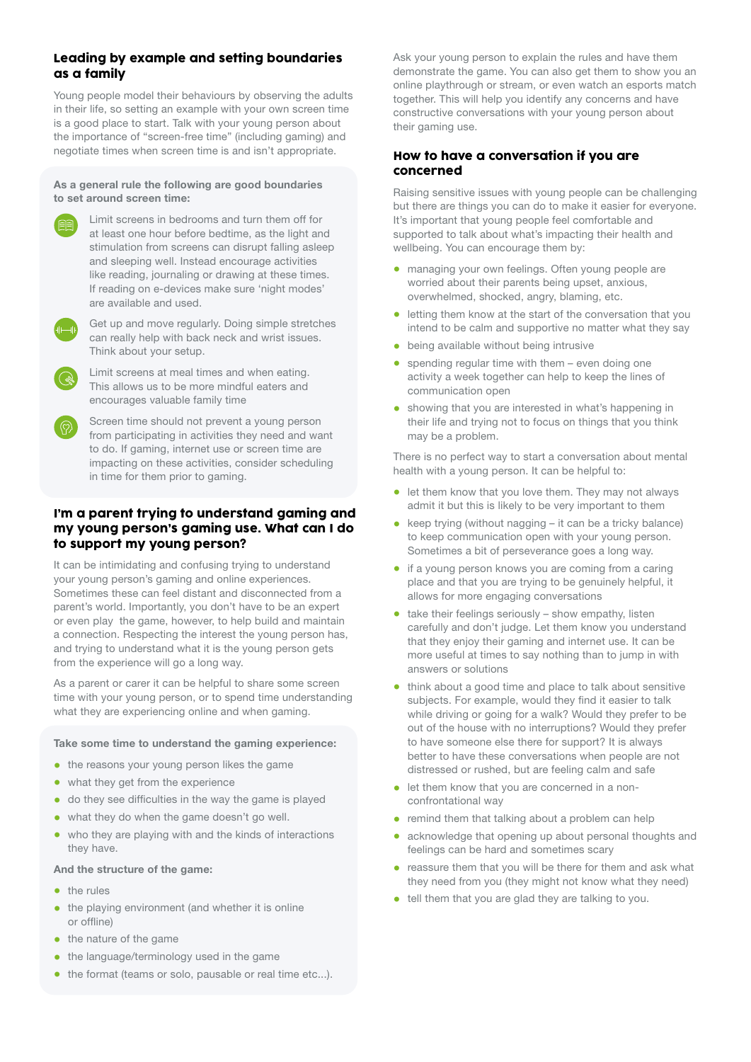## Leading by example and setting boundaries as a family

Young people model their behaviours by observing the adults in their life, so setting an example with your own screen time is a good place to start. Talk with your young person about the importance of "screen-free time" (including gaming) and negotiate times when screen time is and isn't appropriate.

**As a general rule the following are good boundaries to set around screen time:**

- Limit screens in bedrooms and turn them off for at least one hour before bedtime, as the light and stimulation from screens can disrupt falling asleep and sleeping well. Instead encourage activities like reading, journaling or drawing at these times. If reading on e-devices make sure 'night modes' are available and used.
- Get up and move regularly. Doing simple stretches can really help with back neck and wrist issues. Think about your setup.
- Limit screens at meal times and when eating. This allows us to be more mindful eaters and encourages valuable family time
- Screen time should not prevent a young person from participating in activities they need and want to do. If gaming, internet use or screen time are impacting on these activities, consider scheduling in time for them prior to gaming.

## I'm a parent trying to understand gaming and my young person's gaming use. What can I do to support my young person?

It can be intimidating and confusing trying to understand your young person's gaming and online experiences. Sometimes these can feel distant and disconnected from a parent's world. Importantly, you don't have to be an expert or even play the game, however, to help build and maintain a connection. Respecting the interest the young person has, and trying to understand what it is the young person gets from the experience will go a long way.

As a parent or carer it can be helpful to share some screen time with your young person, or to spend time understanding what they are experiencing online and when gaming.

**Take some time to understand the gaming experience:**

- the reasons your young person likes the game
- what they get from the experience
- do they see difficulties in the way the game is played
- what they do when the game doesn't go well.
- who they are playing with and the kinds of interactions they have.

**And the structure of the game:**

- the rules
- the playing environment (and whether it is online or offline)
- the nature of the game
- the language/terminology used in the game
- the format (teams or solo, pausable or real time etc...).

Ask your young person to explain the rules and have them demonstrate the game. You can also get them to show you an online playthrough or stream, or even watch an esports match together. This will help you identify any concerns and have constructive conversations with your young person about their gaming use.

## How to have a conversation if you are concerned

Raising sensitive issues with young people can be challenging but there are things you can do to make it easier for everyone. It's important that young people feel comfortable and supported to talk about what's impacting their health and wellbeing. You can encourage them by:

- managing your own feelings. Often young people are worried about their parents being upset, anxious, overwhelmed, shocked, angry, blaming, etc.
- letting them know at the start of the conversation that you intend to be calm and supportive no matter what they say
- being available without being intrusive
- spending regular time with them – even doing one activity a week together can help to keep the lines of communication open
- showing that you are interested in what's happening in their life and trying not to focus on things that you think may be a problem.

There is no perfect way to start a conversation about mental health with a young person. It can be helpful to:

- let them know that you love them. They may not always admit it but this is likely to be very important to them
- keep trying (without nagging – it can be a tricky balance) to keep communication open with your young person. Sometimes a bit of perseverance goes a long way.
- if a young person knows you are coming from a caring place and that you are trying to be genuinely helpful, it allows for more engaging conversations
- take their feelings seriously – show empathy, listen carefully and don't judge. Let them know you understand that they enjoy their gaming and internet use. It can be more useful at times to say nothing than to jump in with answers or solutions
- think about a good time and place to talk about sensitive subjects. For example, would they find it easier to talk while driving or going for a walk? Would they prefer to be out of the house with no interruptions? Would they prefer to have someone else there for support? It is always better to have these conversations when people are not distressed or rushed, but are feeling calm and safe
- let them know that you are concerned in a non-confrontational way
- remind them that talking about a problem can help
- acknowledge that opening up about personal thoughts and feelings can be hard and sometimes scary
- reassure them that you will be there for them and ask what they need from you (they might not know what they need)
- tell them that you are glad they are talking to you.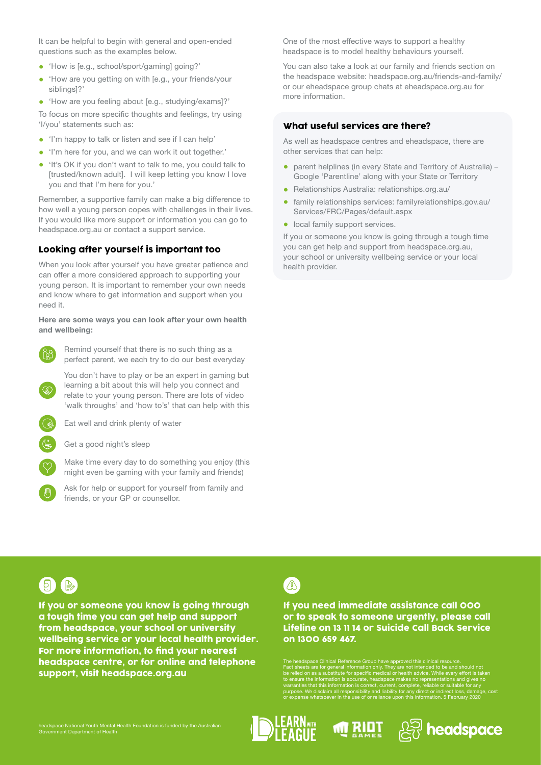It can be helpful to begin with general and open-ended questions such as the examples below.

- 'How is [e.g., school/sport/gaming] going?'
- 'How are you getting on with [e.g., your friends/your siblings]?'
- 'How are you feeling about [e.g., studying/exams]?'

To focus on more specific thoughts and feelings, try using 'I/you' statements such as:

- 'I'm happy to talk or listen and see if I can help'
- 'I'm here for you, and we can work it out together.'
- 'It's OK if you don't want to talk to me, you could talk to [trusted/known adult]. I will keep letting you know I love you and that I'm here for you.'

Remember, a supportive family can make a big difference to how well a young person copes with challenges in their lives. If you would like more support or information you can go to headspace.org.au or contact a support service.

## Looking after yourself is important too

When you look after yourself you have greater patience and can offer a more considered approach to supporting your young person. It is important to remember your own needs and know where to get information and support when you need it.

**Here are some ways you can look after your own health and wellbeing:**

- Remind yourself that there is no such thing as a perfect parent, we each try to do our best everyday
- You don't have to play or be an expert in gaming but learning a bit about this will help you connect and relate to your young person. There are lots of video 'walk throughs' and 'how to's' that can help with this
- Eat well and drink plenty of water
- Get a good night's sleep
- Make time every day to do something you enjoy (this might even be gaming with your family and friends)
- Ask for help or support for yourself from family and friends, or your GP or counsellor.

One of the most effective ways to support a healthy headspace is to model healthy behaviours yourself.

You can also take a look at our family and friends section on the headspace website: headspace.org.au/friends-and-family/ or our eheadspace group chats at eheadspace.org.au for more information.

## What useful services are there?

As well as headspace centres and eheadspace, there are other services that can help:

- parent helplines (in every State and Territory of Australia) – Google 'Parentline' along with your State or Territory
- Relationships Australia: relationships.org.au/
- family relationships services: familyrelationships.gov.au/Services/FRC/Pages/default.aspx
- local family support services.

If you or someone you know is going through a tough time you can get help and support from headspace.org.au, your school or university wellbeing service or your local health provider.

**If you or someone you know is going through a tough time you can get help and support from headspace, your school or university wellbeing service or your local health provider. For more information, to find your nearest headspace centre, or for online and telephone support, visit headspace.org.au**

**If you need immediate assistance call 000 or to speak to someone urgently, please call Lifeline on 13 11 14 or Suicide Call Back Service on 1300 659 467.**

The headspace Clinical Reference Group have approved this clinical resource. Fact sheets are for general information only. They are not intended to be and should not be relied on as a substitute for specific medical or health advice. While every effort is taken to ensure the information is accurate, headspace makes no representations and gives no warranties that this information is correct, current, complete, reliable or suitable for any purpose. We disclaim all responsibility and liability for any direct or indirect loss, damage, cost or expense whatsoever in the use of or reliance upon this information. 5 February 2020

headspace National Youth Mental Health Foundation is funded by the Australian Government Department of Health